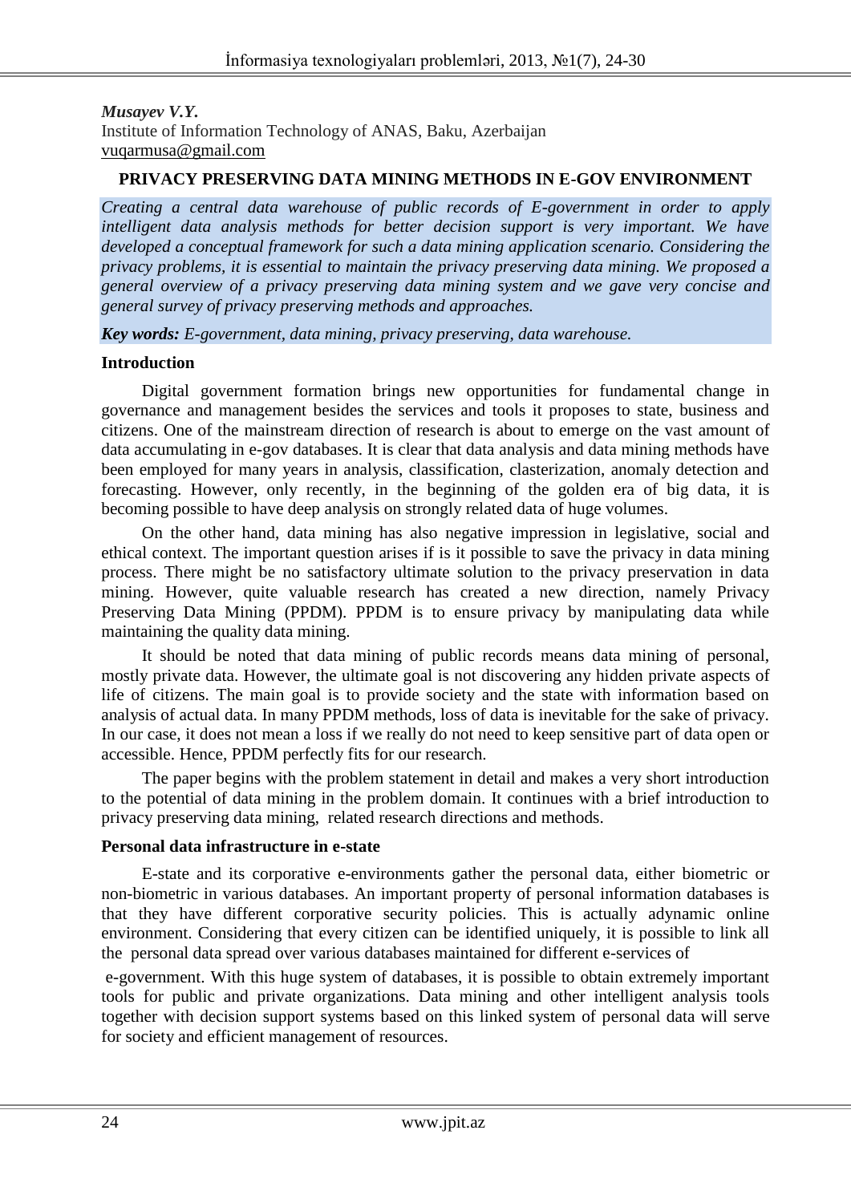*Musayev V.Y.*
Institute of Information Technology of ANAS, Baku, Azerbaijan
vuqarmusa@gmail.com

# PRIVACY PRESERVING DATA MINING METHODS IN E-GOV ENVIRONMENT

*Creating a central data warehouse of public records of E-government in order to apply intelligent data analysis methods for better decision support is very important. We have developed a conceptual framework for such a data mining application scenario. Considering the privacy problems, it is essential to maintain the privacy preserving data mining. We proposed a general overview of a privacy preserving data mining system and we gave very concise and general survey of privacy preserving methods and approaches.*

***Key words:*** *E-government, data mining, privacy preserving, data warehouse.*

## Introduction

Digital government formation brings new opportunities for fundamental change in governance and management besides the services and tools it proposes to state, business and citizens. One of the mainstream direction of research is about to emerge on the vast amount of data accumulating in e-gov databases. It is clear that data analysis and data mining methods have been employed for many years in analysis, classification, clasterization, anomaly detection and forecasting. However, only recently, in the beginning of the golden era of big data, it is becoming possible to have deep analysis on strongly related data of huge volumes.

On the other hand, data mining has also negative impression in legislative, social and ethical context. The important question arises if is it possible to save the privacy in data mining process. There might be no satisfactory ultimate solution to the privacy preservation in data mining. However, quite valuable research has created a new direction, namely Privacy Preserving Data Mining (PPDM). PPDM is to ensure privacy by manipulating data while maintaining the quality data mining.

It should be noted that data mining of public records means data mining of personal, mostly private data. However, the ultimate goal is not discovering any hidden private aspects of life of citizens. The main goal is to provide society and the state with information based on analysis of actual data. In many PPDM methods, loss of data is inevitable for the sake of privacy. In our case, it does not mean a loss if we really do not need to keep sensitive part of data open or accessible. Hence, PPDM perfectly fits for our research.

The paper begins with the problem statement in detail and makes a very short introduction to the potential of data mining in the problem domain. It continues with a brief introduction to privacy preserving data mining, related research directions and methods.

## Personal data infrastructure in e-state

E-state and its corporative e-environments gather the personal data, either biometric or non-biometric in various databases. An important property of personal information databases is that they have different corporative security policies. This is actually adynamic online environment. Considering that every citizen can be identified uniquely, it is possible to link all the personal data spread over various databases maintained for different e-services of e-government. With this huge system of databases, it is possible to obtain extremely important tools for public and private organizations. Data mining and other intelligent analysis tools together with decision support systems based on this linked system of personal data will serve for society and efficient management of resources.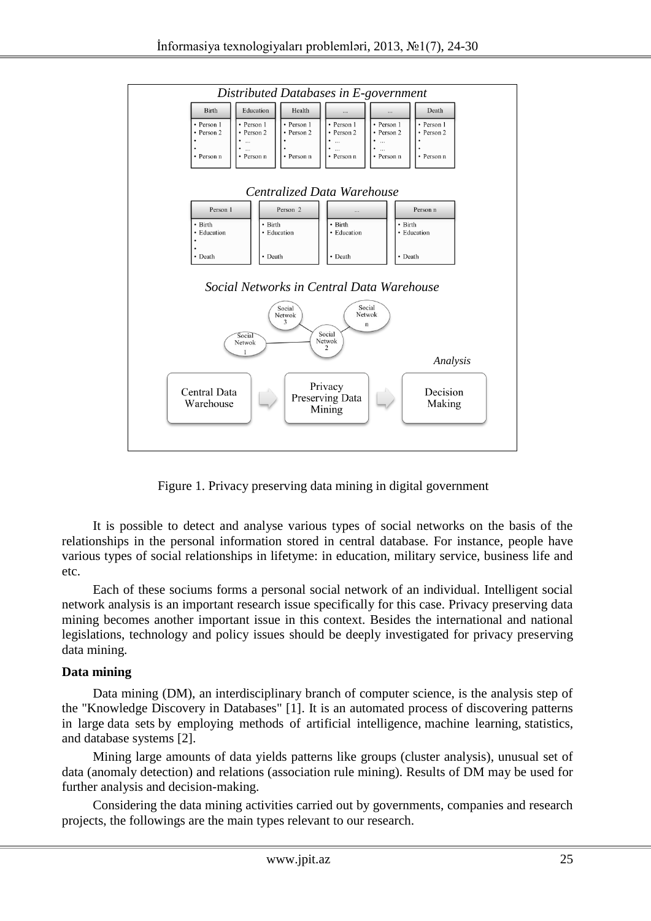Figure 1. Privacy preserving data mining in digital government

It is possible to detect and analyse various types of social networks on the basis of the relationships in the personal information stored in central database. For instance, people have various types of social relationships in lifetyme: in education, military service, business life and etc.

Each of these sociums forms a personal social network of an individual. Intelligent social network analysis is an important research issue specifically for this case. Privacy preserving data mining becomes another important issue in this context. Besides the international and national legislations, technology and policy issues should be deeply investigated for privacy preserving data mining.

**Data mining**

Data mining (DM), an interdisciplinary branch of computer science, is the analysis step of the "Knowledge Discovery in Databases" [1]. It is an automated process of discovering patterns in large data sets by employing methods of artificial intelligence, machine learning, statistics, and database systems [2].

Mining large amounts of data yields patterns like groups (cluster analysis), unusual set of data (anomaly detection) and relations (association rule mining). Results of DM may be used for further analysis and decision-making.

Considering the data mining activities carried out by governments, companies and research projects, the followings are the main types relevant to our research.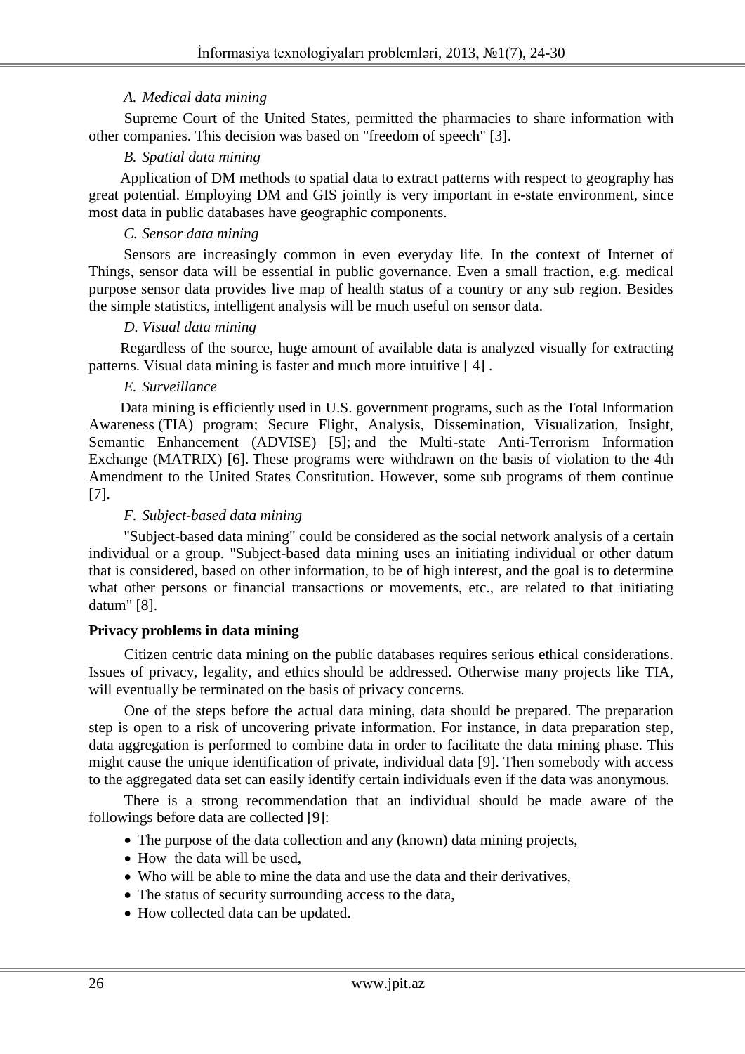*A. Medical data mining*

Supreme Court of the United States, permitted the pharmacies to share information with other companies. This decision was based on "freedom of speech" [3].

*B. Spatial data mining*

Application of DM methods to spatial data to extract patterns with respect to geography has great potential. Employing DM and GIS jointly is very important in e-state environment, since most data in public databases have geographic components.

*C. Sensor data mining*

Sensors are increasingly common in even everyday life. In the context of Internet of Things, sensor data will be essential in public governance. Even a small fraction, e.g. medical purpose sensor data provides live map of health status of a country or any sub region. Besides the simple statistics, intelligent analysis will be much useful on sensor data.

*D. Visual data mining*

Regardless of the source, huge amount of available data is analyzed visually for extracting patterns. Visual data mining is faster and much more intuitive [ 4] .

*E. Surveillance*

Data mining is efficiently used in U.S. government programs, such as the Total Information Awareness (TIA) program; Secure Flight, Analysis, Dissemination, Visualization, Insight, Semantic Enhancement (ADVISE) [5]; and the Multi-state Anti-Terrorism Information Exchange (MATRIX) [6]. These programs were withdrawn on the basis of violation to the 4th Amendment to the United States Constitution. However, some sub programs of them continue [7].

*F. Subject-based data mining*

"Subject-based data mining" could be considered as the social network analysis of a certain individual or a group. "Subject-based data mining uses an initiating individual or other datum that is considered, based on other information, to be of high interest, and the goal is to determine what other persons or financial transactions or movements, etc., are related to that initiating datum" [8].

**Privacy problems in data mining**

Citizen centric data mining on the public databases requires serious ethical considerations. Issues of privacy, legality, and ethics should be addressed. Otherwise many projects like TIA, will eventually be terminated on the basis of privacy concerns.

One of the steps before the actual data mining, data should be prepared. The preparation step is open to a risk of uncovering private information. For instance, in data preparation step, data aggregation is performed to combine data in order to facilitate the data mining phase. This might cause the unique identification of private, individual data [9]. Then somebody with access to the aggregated data set can easily identify certain individuals even if the data was anonymous.

There is a strong recommendation that an individual should be made aware of the followings before data are collected [9]:

- The purpose of the data collection and any (known) data mining projects,
- How the data will be used,
- Who will be able to mine the data and use the data and their derivatives,
- The status of security surrounding access to the data,
- How collected data can be updated.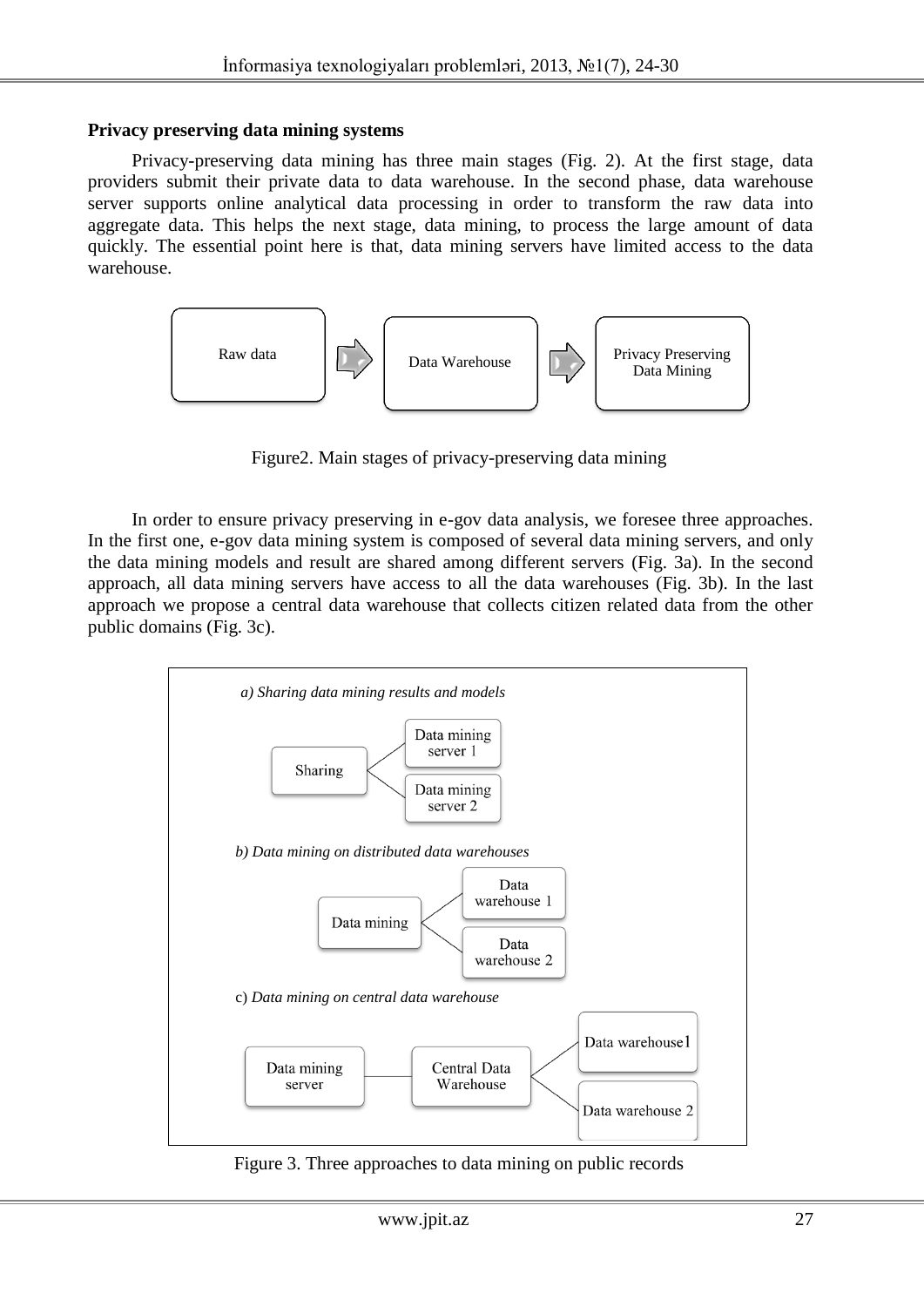**Privacy preserving data mining systems**

Privacy-preserving data mining has three main stages (Fig. 2). At the first stage, data providers submit their private data to data warehouse. In the second phase, data warehouse server supports online analytical data processing in order to transform the raw data into aggregate data. This helps the next stage, data mining, to process the large amount of data quickly. The essential point here is that, data mining servers have limited access to the data warehouse.

Raw data → Data Warehouse → Privacy Preserving Data Mining

Figure2. Main stages of privacy-preserving data mining

In order to ensure privacy preserving in e-gov data analysis, we foresee three approaches. In the first one, e-gov data mining system is composed of several data mining servers, and only the data mining models and result are shared among different servers (Fig. 3a). In the second approach, all data mining servers have access to all the data warehouses (Fig. 3b). In the last approach we propose a central data warehouse that collects citizen related data from the other public domains (Fig. 3c).

*a) Sharing data mining results and models*

Sharing — Data mining server 1; Data mining server 2

*b) Data mining on distributed data warehouses*

Data mining — Data warehouse 1; Data warehouse 2

c) *Data mining on central data warehouse*

Data mining server — Central Data Warehouse — Data warehouse1; Data warehouse 2

Figure 3. Three approaches to data mining on public records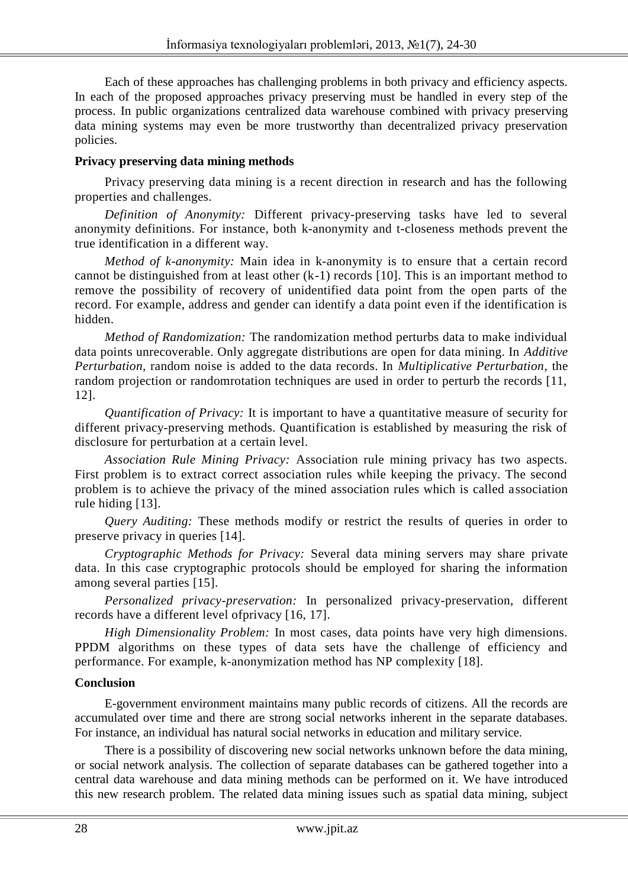Each of these approaches has challenging problems in both privacy and efficiency aspects. In each of the proposed approaches privacy preserving must be handled in every step of the process. In public organizations centralized data warehouse combined with privacy preserving data mining systems may even be more trustworthy than decentralized privacy preservation policies.

**Privacy preserving data mining methods**

Privacy preserving data mining is a recent direction in research and has the following properties and challenges.

*Definition of Anonymity:* Different privacy-preserving tasks have led to several anonymity definitions. For instance, both k-anonymity and t-closeness methods prevent the true identification in a different way.

*Method of k-anonymity:* Main idea in k-anonymity is to ensure that a certain record cannot be distinguished from at least other (k-1) records [10]. This is an important method to remove the possibility of recovery of unidentified data point from the open parts of the record. For example, address and gender can identify a data point even if the identification is hidden.

*Method of Randomization:* The randomization method perturbs data to make individual data points unrecoverable. Only aggregate distributions are open for data mining. In *Additive Perturbation*, random noise is added to the data records. In *Multiplicative Perturbation,* the random projection or randomrotation techniques are used in order to perturb the records [11, 12].

*Quantification of Privacy:* It is important to have a quantitative measure of security for different privacy-preserving methods. Quantification is established by measuring the risk of disclosure for perturbation at a certain level.

*Association Rule Mining Privacy:* Association rule mining privacy has two aspects. First problem is to extract correct association rules while keeping the privacy. The second problem is to achieve the privacy of the mined association rules which is called association rule hiding [13].

*Query Auditing:* These methods modify or restrict the results of queries in order to preserve privacy in queries [14].

*Cryptographic Methods for Privacy:* Several data mining servers may share private data. In this case cryptographic protocols should be employed for sharing the information among several parties [15].

*Personalized privacy-preservation:* In personalized privacy-preservation, different records have a different level ofprivacy [16, 17].

*High Dimensionality Problem:* In most cases, data points have very high dimensions. PPDM algorithms on these types of data sets have the challenge of efficiency and performance. For example, k-anonymization method has NP complexity [18].

**Conclusion**

E-government environment maintains many public records of citizens. All the records are accumulated over time and there are strong social networks inherent in the separate databases. For instance, an individual has natural social networks in education and military service.

There is a possibility of discovering new social networks unknown before the data mining, or social network analysis. The collection of separate databases can be gathered together into a central data warehouse and data mining methods can be performed on it. We have introduced this new research problem. The related data mining issues such as spatial data mining, subject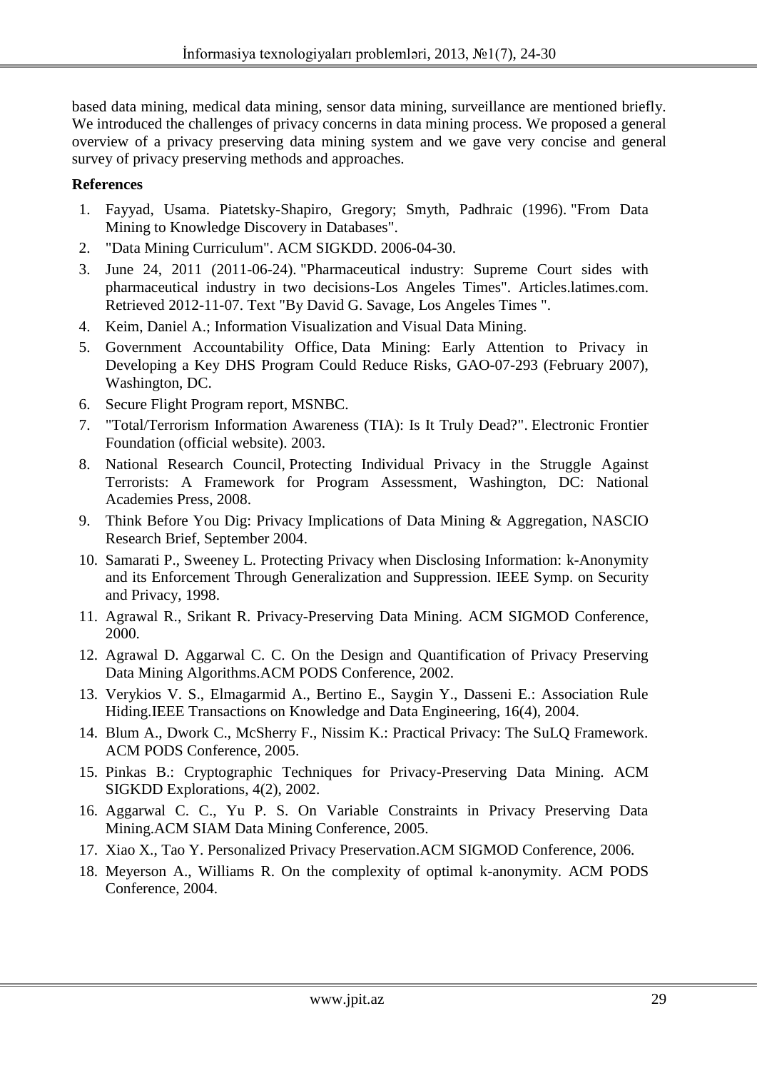based data mining, medical data mining, sensor data mining, surveillance are mentioned briefly. We introduced the challenges of privacy concerns in data mining process. We proposed a general overview of a privacy preserving data mining system and we gave very concise and general survey of privacy preserving methods and approaches.

**References**

1. Fayyad, Usama. Piatetsky-Shapiro, Gregory; Smyth, Padhraic (1996). "From Data Mining to Knowledge Discovery in Databases".
2. "Data Mining Curriculum". ACM SIGKDD. 2006-04-30.
3. June 24, 2011 (2011-06-24). "Pharmaceutical industry: Supreme Court sides with pharmaceutical industry in two decisions-Los Angeles Times". Articles.latimes.com. Retrieved 2012-11-07. Text "By David G. Savage, Los Angeles Times ".
4. Keim, Daniel A.; Information Visualization and Visual Data Mining.
5. Government Accountability Office, Data Mining: Early Attention to Privacy in Developing a Key DHS Program Could Reduce Risks, GAO-07-293 (February 2007), Washington, DC.
6. Secure Flight Program report, MSNBC.
7. "Total/Terrorism Information Awareness (TIA): Is It Truly Dead?". Electronic Frontier Foundation (official website). 2003.
8. National Research Council, Protecting Individual Privacy in the Struggle Against Terrorists: A Framework for Program Assessment, Washington, DC: National Academies Press, 2008.
9. Think Before You Dig: Privacy Implications of Data Mining & Aggregation, NASCIO Research Brief, September 2004.
10. Samarati P., Sweeney L. Protecting Privacy when Disclosing Information: k-Anonymity and its Enforcement Through Generalization and Suppression. IEEE Symp. on Security and Privacy, 1998.
11. Agrawal R., Srikant R. Privacy-Preserving Data Mining. ACM SIGMOD Conference, 2000.
12. Agrawal D. Aggarwal C. C. On the Design and Quantification of Privacy Preserving Data Mining Algorithms.ACM PODS Conference, 2002.
13. Verykios V. S., Elmagarmid A., Bertino E., Saygin Y., Dasseni E.: Association Rule Hiding.IEEE Transactions on Knowledge and Data Engineering, 16(4), 2004.
14. Blum A., Dwork C., McSherry F., Nissim K.: Practical Privacy: The SuLQ Framework. ACM PODS Conference, 2005.
15. Pinkas B.: Cryptographic Techniques for Privacy-Preserving Data Mining. ACM SIGKDD Explorations, 4(2), 2002.
16. Aggarwal C. C., Yu P. S. On Variable Constraints in Privacy Preserving Data Mining.ACM SIAM Data Mining Conference, 2005.
17. Xiao X., Tao Y. Personalized Privacy Preservation.ACM SIGMOD Conference, 2006.
18. Meyerson A., Williams R. On the complexity of optimal k-anonymity. ACM PODS Conference, 2004.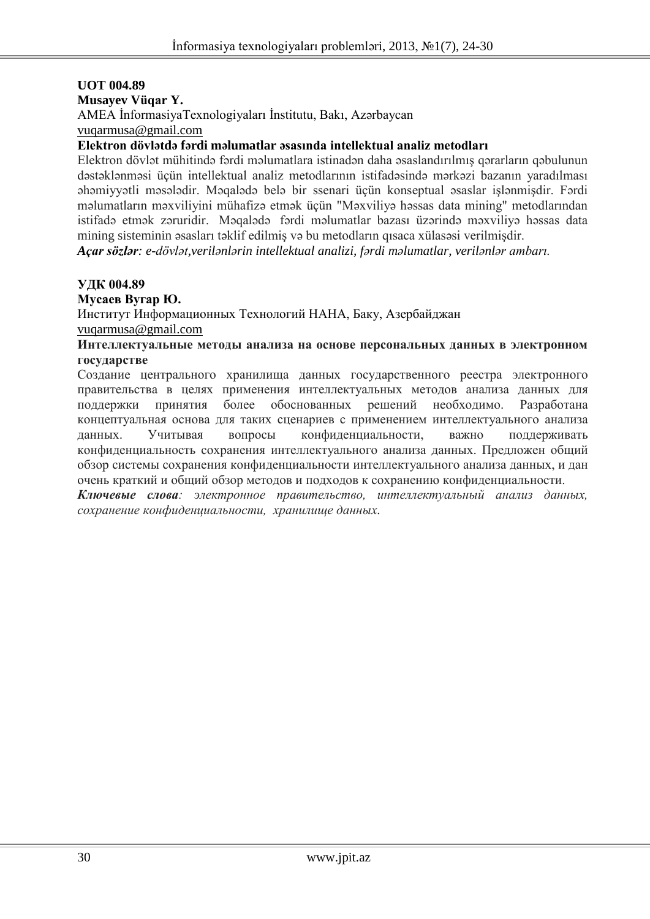**UOT 004.89**

**Musayev Vüqar Y.**

AMEA İnformasiyaTexnologiyaları İnstitutu, Bakı, Azərbaycan

vuqarmusa@gmail.com

**Elektron dövlətdə fərdi məlumatlar əsasında intellektual analiz metodları**

Elektron dövlət mühitində fərdi məlumatlara istinadən daha əsaslandırılmış qərarların qəbulunun dəstəklənməsi üçün intellektual analiz metodlarının istifadəsində mərkəzi bazanın yaradılması əhəmiyyətli məsələdir. Məqalədə belə bir ssenari üçün konseptual əsaslar işlənmişdir. Fərdi məlumatların məxviliyini mühafizə etmək üçün "Məxviliyə həssas data mining" metodlarından istifadə etmək zəruridir. Məqalədə fərdi məlumatlar bazası üzərində məxviliyə həssas data mining sisteminin əsasları təklif edilmiş və bu metodların qısaca xülasəsi verilmişdir.

***Açar sözlər****: e-dövlət,verilənlərin intellektual analizi, fərdi məlumatlar, verilənlər ambarı.*

**УДК 004.89**

**Мусаев Вугар Ю.**

Институт Информационных Технологий НАНА, Баку, Азербайджан

vuqarmusa@gmail.com

**Интеллектуальные методы анализа на основе персональных данных в электронном государстве**

Создание центрального хранилища данных государственного реестра электронного правительства в целях применения интеллектуальных методов анализа данных для поддержки принятия более обоснованных решений необходимо. Разработана концептуальная основа для таких сценариев с применением интеллектуального анализа данных. Учитывая вопросы конфиденциальности, важно поддерживать конфиденциальность сохранения интеллектуального анализа данных. Предложен общий обзор системы сохранения конфиденциальности интеллектуального анализа данных, и дан очень краткий и общий обзор методов и подходов к сохранению конфиденциальности.

***Ключевые слова****: электронное правительство, интеллектуальный анализ данных, сохранение конфиденциальности, хранилище данных.*